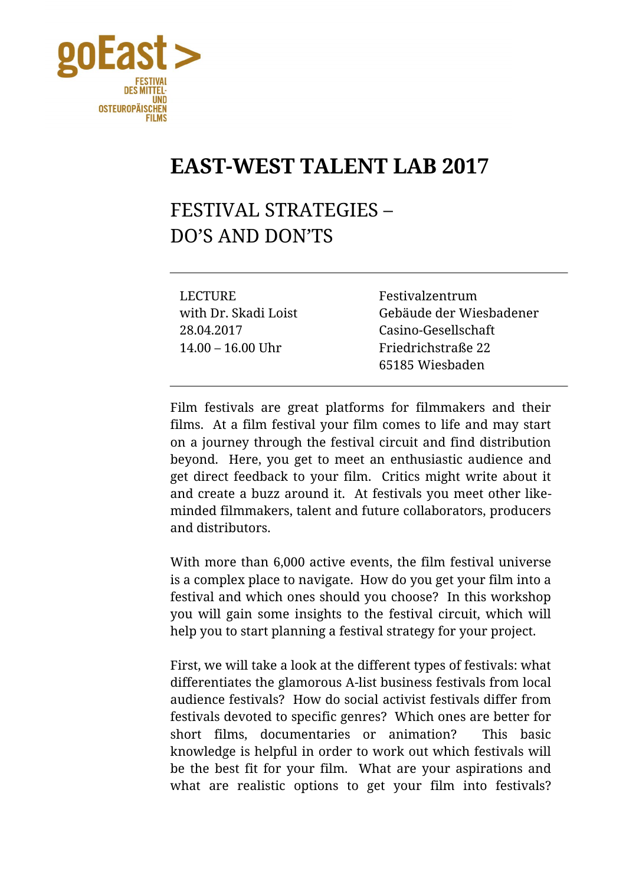goEast >

FESTIVAL DES MITTEL- UND OSTEUROPÄISCHEN FILMS

# EAST-WEST TALENT LAB 2017

## FESTIVAL STRATEGIES – DO'S AND DON'TS

LECTURE
with Dr. Skadi Loist
28.04.2017
14.00 – 16.00 Uhr

Festivalzentrum
Gebäude der Wiesbadener Casino-Gesellschaft
Friedrichstraße 22
65185 Wiesbaden

---

Film festivals are great platforms for filmmakers and their films. At a film festival your film comes to life and may start on a journey through the festival circuit and find distribution beyond. Here, you get to meet an enthusiastic audience and get direct feedback to your film. Critics might write about it and create a buzz around it. At festivals you meet other like-minded filmmakers, talent and future collaborators, producers and distributors.

With more than 6,000 active events, the film festival universe is a complex place to navigate. How do you get your film into a festival and which ones should you choose? In this workshop you will gain some insights to the festival circuit, which will help you to start planning a festival strategy for your project.

First, we will take a look at the different types of festivals: what differentiates the glamorous A-list business festivals from local audience festivals? How do social activist festivals differ from festivals devoted to specific genres? Which ones are better for short films, documentaries or animation? This basic knowledge is helpful in order to work out which festivals will be the best fit for your film. What are your aspirations and what are realistic options to get your film into festivals?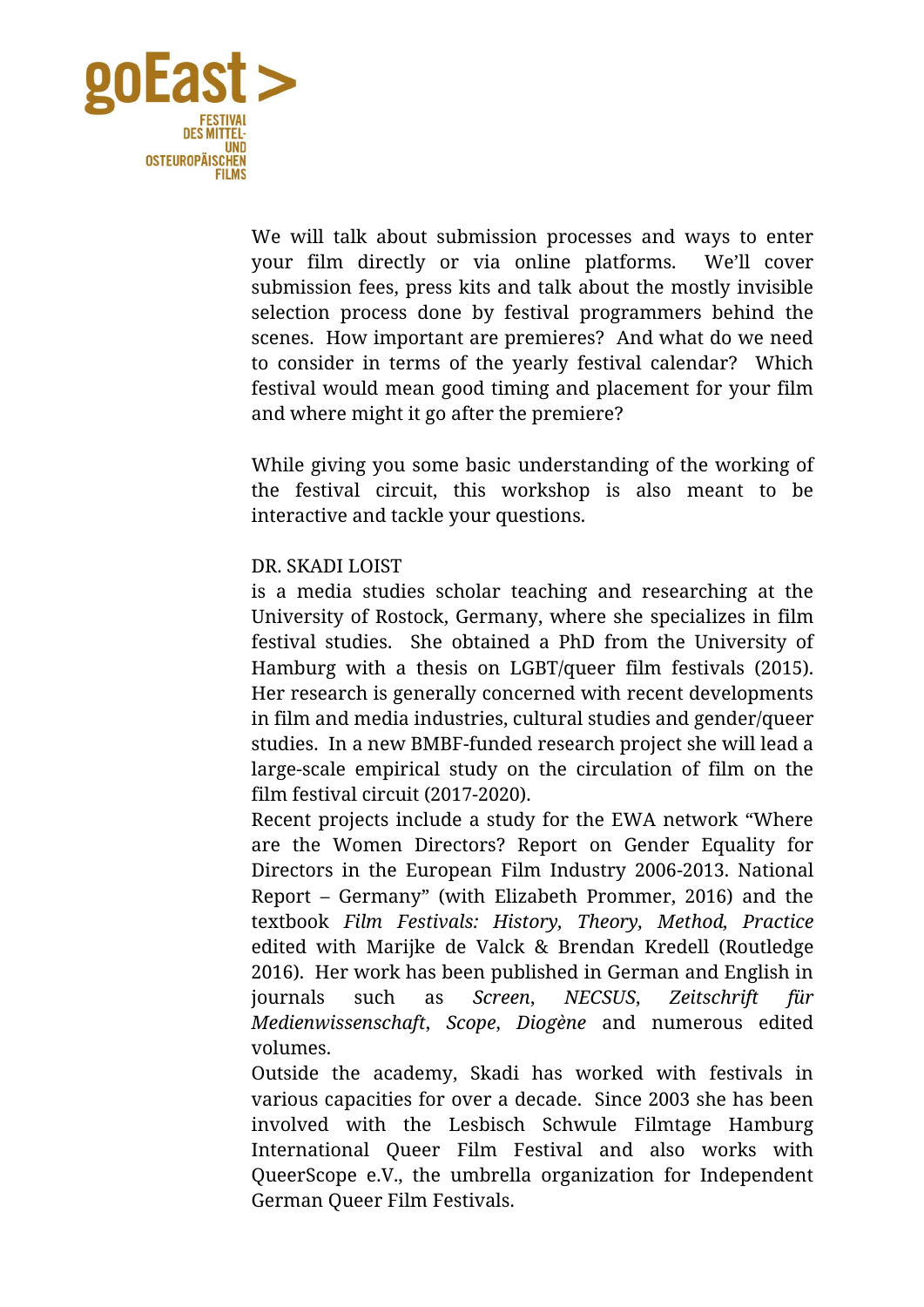We will talk about submission processes and ways to enter your film directly or via online platforms. We'll cover submission fees, press kits and talk about the mostly invisible selection process done by festival programmers behind the scenes. How important are premieres? And what do we need to consider in terms of the yearly festival calendar? Which festival would mean good timing and placement for your film and where might it go after the premiere?

While giving you some basic understanding of the working of the festival circuit, this workshop is also meant to be interactive and tackle your questions.

DR. SKADI LOIST
is a media studies scholar teaching and researching at the University of Rostock, Germany, where she specializes in film festival studies. She obtained a PhD from the University of Hamburg with a thesis on LGBT/queer film festivals (2015). Her research is generally concerned with recent developments in film and media industries, cultural studies and gender/queer studies. In a new BMBF-funded research project she will lead a large-scale empirical study on the circulation of film on the film festival circuit (2017-2020).
Recent projects include a study for the EWA network "Where are the Women Directors? Report on Gender Equality for Directors in the European Film Industry 2006-2013. National Report – Germany" (with Elizabeth Prommer, 2016) and the textbook *Film Festivals: History, Theory, Method, Practice* edited with Marijke de Valck & Brendan Kredell (Routledge 2016). Her work has been published in German and English in journals such as *Screen*, *NECSUS*, *Zeitschrift für Medienwissenschaft*, *Scope*, *Diogène* and numerous edited volumes.
Outside the academy, Skadi has worked with festivals in various capacities for over a decade. Since 2003 she has been involved with the Lesbisch Schwule Filmtage Hamburg International Queer Film Festival and also works with QueerScope e.V., the umbrella organization for Independent German Queer Film Festivals.